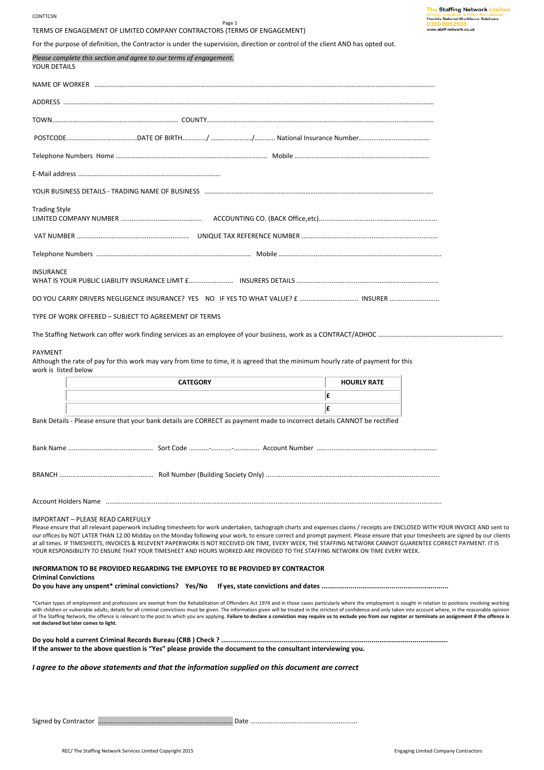CONTTCSN

TERMS OF ENGAGEMENT OF LIMITED COMPANY CONTRACTORS (TERMS OF ENGAGEMENT)

For the purpose of definition, the Contractor is under the supervision, direction or control of the client AND has opted out.

*Please complete this section and agree to our terms of engagement.*

YOUR DETAILS

NAME OF WORKER ……………………………………………………………………………………………………………………………………………

ADDRESS ……………………………………………………………………………………………………………………………………………………

TOWN…………………………………………………………… COUNTY………………………………………………………………………………

POSTCODE……………………………………DATE OF BIRTH…………/ ……………………/………… National Insurance Number……………………………………

Telephone Numbers Home ……………………………………………………………………… Mobile ……………………………………………………………………

E-Mail address ………………………………………………………………………

YOUR BUSINESS DETAILS - TRADING NAME OF BUSINESS ……………………………………………………………………………………………

Trading Style

LIMITED COMPANY NUMBER ……………………………………… ACCOUNTING CO. (BACK Office,etc)……………………………………………………

VAT NUMBER ……………………………………………………… UNIQUE TAX REFERENCE NUMBER ……………………………………………………………

Telephone Numbers ……………………………………………………………………………… Mobile ………………………………………………………………………

INSURANCE

WHAT IS YOUR PUBLIC LIABILITY INSURANCE LIMIT £…………………… INSURERS DETAILS ……………………………………………………………

DO YOU CARRY DRIVERS NEGLIGENCE INSURANCE? YES NO IF YES TO WHAT VALUE? £ …………………………… INSURER ………………………

TYPE OF WORK OFFERED – SUBJECT TO AGREEMENT OF TERMS

The Staffing Network can offer work finding services as an employee of your business, work as a CONTRACT/ADHOC ……………………………………………………

PAYMENT

Although the rate of pay for this work may vary from time to time, it is agreed that the minimum hourly rate of payment for this work is listed below

| CATEGORY | HOURLY RATE |
|---|---|
| | £ |
| | £ |

Bank Details - Please ensure that your bank details are CORRECT as payment made to incorrect details CANNOT be rectified

Bank Name ……………………………………… Sort Code ………-………-………… Account Number …………………………………………………………

BRANCH …………………………………………… Roll Number (Building Society Only) ………………………………………………………………………………

Account Holders Name ……………………………………………………………………………………………………………………………………………

IMPORTANT – PLEASE READ CAREFULLY

Please ensure that all relevant paperwork including timesheets for work undertaken, tachograph charts and expenses claims / receipts are ENCLOSED WITH YOUR INVOICE AND sent to our offices by NOT LATER THAN 12.00 Midday on the Monday following your work, to ensure correct and prompt payment. Please ensure that your timesheets are signed by our clients at all times. IF TIMESHEETS, INVOICES & RELEVENT PAPERWORK IS NOT RECEIVED ON TIME, EVERY WEEK, THE STAFFING NETWORK CANNOT GUARENTEE CORRECT PAYMENT. IT IS YOUR RESPONSIBILITY TO ENSURE THAT YOUR TIMESHEET AND HOURS WORKED ARE PROVIDED TO THE STAFFING NETWORK ON TIME EVERY WEEK.

**INFORMATION TO BE PROVIDED REGARDING THE EMPLOYEE TO BE PROVIDED BY CONTRACTOR**

**Criminal Convictions**

**Do you have any unspent* criminal convictions? Yes/No If yes, state convictions and dates ……………………………………………………**

*Certain types of employment and professions are exempt from the Rehabilitation of Offenders Act 1974 and in those cases particularly where the employment is sought in relation to positions involving working with children or vulnerable adults, details for all criminal convictions must be given. The information given will be treated in the strictest of confidence and only taken into account where, in the reasonable opinion of The Staffing Network, the offence is relevant to the post to which you are applying. **Failure to declare a conviction may require us to exclude you from our register or terminate an assignment if the offence is not declared but later comes to light.**

**Do you hold a current Criminal Records Bureau (CRB ) Check ? ……………………………………………………………………………………………**

**If the answer to the above question is "Yes" please provide the document to the consultant interviewing you.**

***I agree to the above statements and that the information supplied on this document are correct***

Signed by Contractor ……………………………………………………………… Date …………………………………………………

REC/ The Staffing Network Services Limited Copyright 2015 — Engaging Limited Company Contractors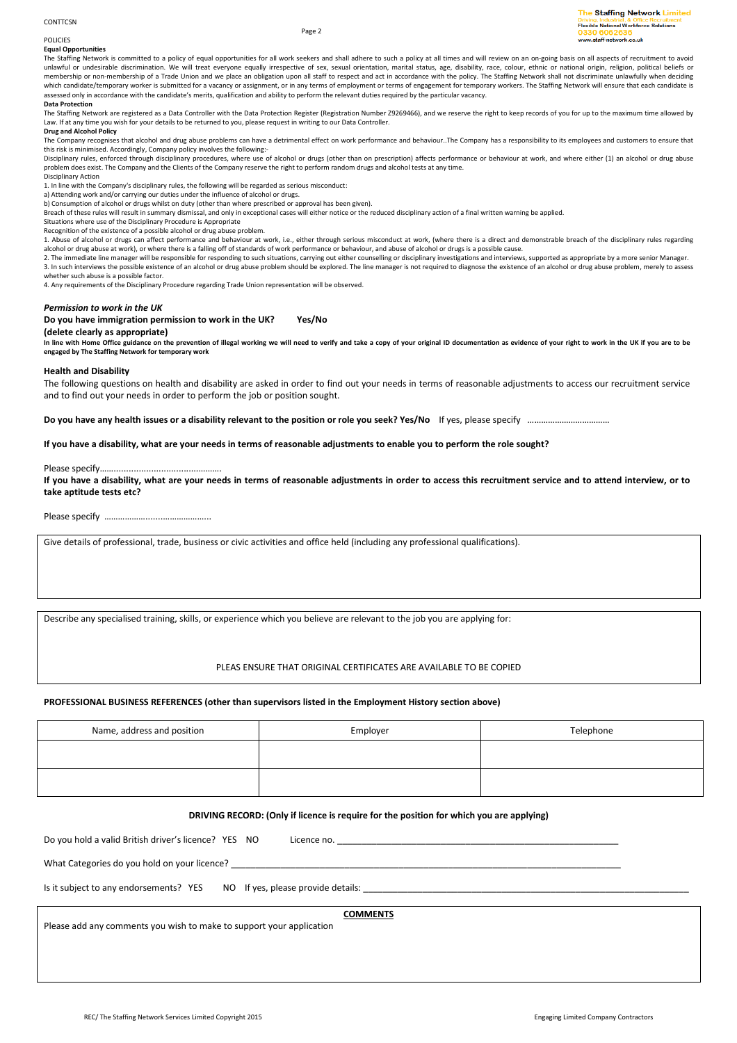POLICIES

**Equal Opportunities**

The Staffing Network is committed to a policy of equal opportunities for all work seekers and shall adhere to such a policy at all times and will review on an on-going basis on all aspects of recruitment to avoid unlawful or undesirable discrimination. We will treat everyone equally irrespective of sex, sexual orientation, marital status, age, disability, race, colour, ethnic or national origin, religion, political beliefs or membership or non-membership of a Trade Union and we place an obligation upon all staff to respect and act in accordance with the policy. The Staffing Network shall not discriminate unlawfully when deciding which candidate/temporary worker is submitted for a vacancy or assignment, or in any terms of employment or terms of engagement for temporary workers. The Staffing Network will ensure that each candidate is assessed only in accordance with the candidate's merits, qualification and ability to perform the relevant duties required by the particular vacancy.

**Data Protection**

The Staffing Network are registered as a Data Controller with the Data Protection Register (Registration Number Z9269466), and we reserve the right to keep records of you for up to the maximum time allowed by Law. If at any time you wish for your details to be returned to you, please request in writing to our Data Controller.

**Drug and Alcohol Policy**

The Company recognises that alcohol and drug abuse problems can have a detrimental effect on work performance and behaviour..The Company has a responsibility to its employees and customers to ensure that this risk is minimised. Accordingly, Company policy involves the following:-

Disciplinary rules, enforced through disciplinary procedures, where use of alcohol or drugs (other than on prescription) affects performance or behaviour at work, and where either (1) an alcohol or drug abuse problem does exist. The Company and the Clients of the Company reserve the right to perform random drugs and alcohol tests at any time.

Disciplinary Action

1. In line with the Company's disciplinary rules, the following will be regarded as serious misconduct:

a) Attending work and/or carrying our duties under the influence of alcohol or drugs.

b) Consumption of alcohol or drugs whilst on duty (other than where prescribed or approval has been given).

Breach of these rules will result in summary dismissal, and only in exceptional cases will either notice or the reduced disciplinary action of a final written warning be applied.

Situations where use of the Disciplinary Procedure is Appropriate

Recognition of the existence of a possible alcohol or drug abuse problem.

1. Abuse of alcohol or drugs can affect performance and behaviour at work, i.e., either through serious misconduct at work, (where there is a direct and demonstrable breach of the disciplinary rules regarding alcohol or drug abuse at work), or where there is a falling off of standards of work performance or behaviour, and abuse of alcohol or drugs is a possible cause.

2. The immediate line manager will be responsible for responding to such situations, carrying out either counselling or disciplinary investigations and interviews, supported as appropriate by a more senior Manager.

3. In such interviews the possible existence of an alcohol or drug abuse problem should be explored. The line manager is not required to diagnose the existence of an alcohol or drug abuse problem, merely to assess whether such abuse is a possible factor.

4. Any requirements of the Disciplinary Procedure regarding Trade Union representation will be observed.

***Permission to work in the UK***

**Do you have immigration permission to work in the UK? Yes/No**

**(delete clearly as appropriate)**

**In line with Home Office guidance on the prevention of illegal working we will need to verify and take a copy of your original ID documentation as evidence of your right to work in the UK if you are to be engaged by The Staffing Network for temporary work**

**Health and Disability**

The following questions on health and disability are asked in order to find out your needs in terms of reasonable adjustments to access our recruitment service and to find out your needs in order to perform the job or position sought.

**Do you have any health issues or a disability relevant to the position or role you seek? Yes/No** If yes, please specify ………………………………

**If you have a disability, what are your needs in terms of reasonable adjustments to enable you to perform the role sought?**

Please specify…………………………………………

**If you have a disability, what are your needs in terms of reasonable adjustments in order to access this recruitment service and to attend interview, or to take aptitude tests etc?**

Please specify ………………………………………..

Give details of professional, trade, business or civic activities and office held (including any professional qualifications).

Describe any specialised training, skills, or experience which you believe are relevant to the job you are applying for:

PLEAS ENSURE THAT ORIGINAL CERTIFICATES ARE AVAILABLE TO BE COPIED

**PROFESSIONAL BUSINESS REFERENCES (other than supervisors listed in the Employment History section above)**

| Name, address and position | Employer | Telephone |
|---|---|---|
| | | |
| | | |

**DRIVING RECORD: (Only if licence is require for the position for which you are applying)**

Do you hold a valid British driver's licence? YES NO Licence no. ____________________

What Categories do you hold on your licence? ____________________

Is it subject to any endorsements? YES NO If yes, please provide details: ____________________

**COMMENTS**

Please add any comments you wish to make to support your application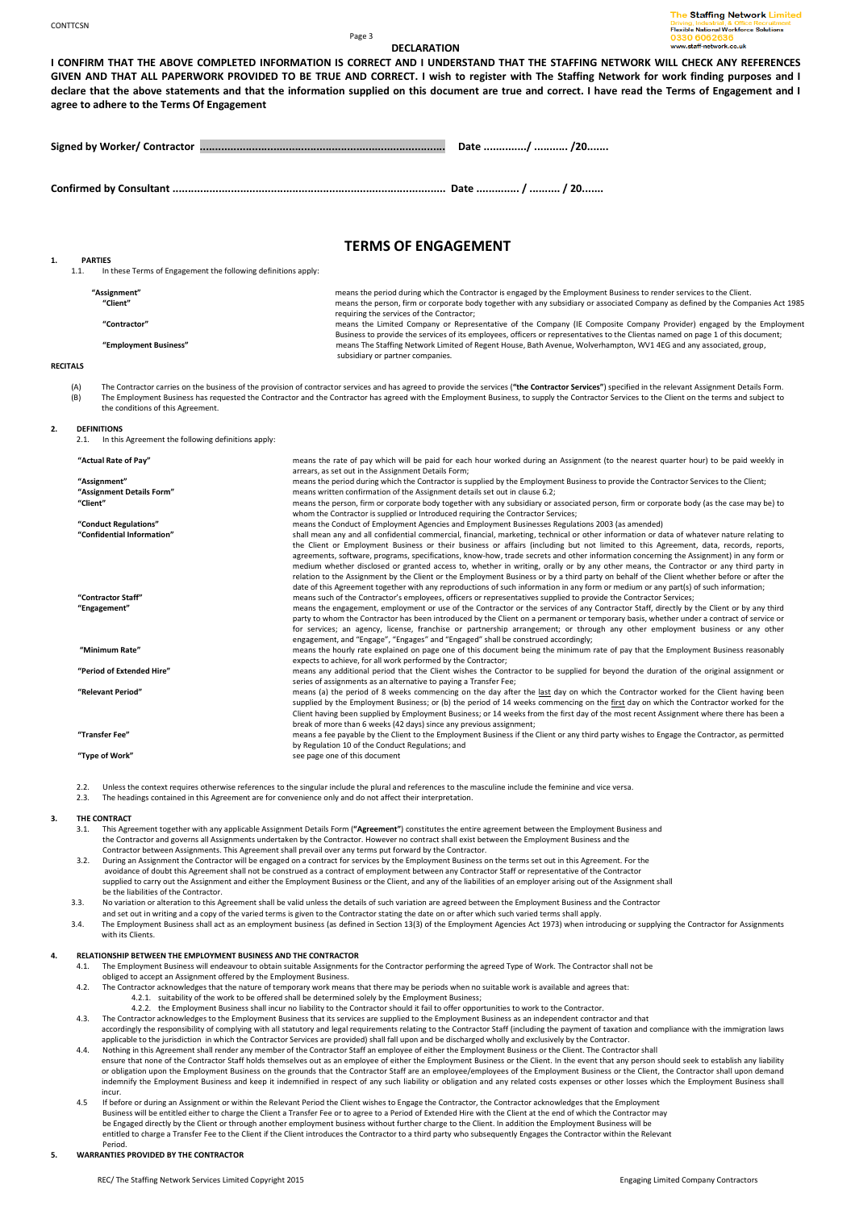## DECLARATION

**I CONFIRM THAT THE ABOVE COMPLETED INFORMATION IS CORRECT AND I UNDERSTAND THAT THE STAFFING NETWORK WILL CHECK ANY REFERENCES GIVEN AND THAT ALL PAPERWORK PROVIDED TO BE TRUE AND CORRECT. I wish to register with The Staffing Network for work finding purposes and I declare that the above statements and that the information supplied on this document are true and correct. I have read the Terms of Engagement and I agree to adhere to the Terms Of Engagement**

**Signed by Worker/ Contractor ................................................................................ Date ............../ ........... /20.......**

**Confirmed by Consultant .......................................................................................... Date .............. / .......... / 20.......**

# TERMS OF ENGAGEMENT

**1. PARTIES**

1.1. In these Terms of Engagement the following definitions apply:

| | |
|---|---|
| **"Assignment"** | means the period during which the Contractor is engaged by the Employment Business to render services to the Client. |
| **"Client"** | means the person, firm or corporate body together with any subsidiary or associated Company as defined by the Companies Act 1985 requiring the services of the Contractor; |
| **"Contractor"** | means the Limited Company or Representative of the Company (IE Composite Company Provider) engaged by the Employment Business to provide the services of its employees, officers or representatives to the Clientas named on page 1 of this document; |
| **"Employment Business"** | means The Staffing Network Limited of Regent House, Bath Avenue, Wolverhampton, WV1 4EG and any associated, group, subsidiary or partner companies. |

**RECITALS**

(A) The Contractor carries on the business of the provision of contractor services and has agreed to provide the services (**"the Contractor Services"**) specified in the relevant Assignment Details Form.

(B) The Employment Business has requested the Contractor and the Contractor has agreed with the Employment Business, to supply the Contractor Services to the Client on the terms and subject to the conditions of this Agreement.

**2. DEFINITIONS**

2.1. In this Agreement the following definitions apply:

| | |
|---|---|
| **"Actual Rate of Pay"** | means the rate of pay which will be paid for each hour worked during an Assignment (to the nearest quarter hour) to be paid weekly in arrears, as set out in the Assignment Details Form; |
| **"Assignment"** | means the period during which the Contractor is supplied by the Employment Business to provide the Contractor Services to the Client; |
| **"Assignment Details Form"** | means written confirmation of the Assignment details set out in clause 6.2; |
| **"Client"** | means the person, firm or corporate body together with any subsidiary or associated person, firm or corporate body (as the case may be) to whom the Contractor is supplied or Introduced requiring the Contractor Services; |
| **"Conduct Regulations"** | means the Conduct of Employment Agencies and Employment Businesses Regulations 2003 (as amended) |
| **"Confidential Information"** | shall mean any and all confidential commercial, financial, marketing, technical or other information or data of whatever nature relating to the Client or Employment Business or their business or affairs (including but not limited to this Agreement, data, records, reports, agreements, software, programs, specifications, know-how, trade secrets and other information concerning the Assignment) in any form or medium whether disclosed or granted access to, whether in writing, orally or by any other means, the Contractor or any third party in relation to the Assignment by the Client or the Employment Business or by a third party on behalf of the Client whether before or after the date of this Agreement together with any reproductions of such information in any form or medium or any part(s) of such information; |
| **"Contractor Staff"** | means such of the Contractor's employees, officers or representatives supplied to provide the Contractor Services; |
| **"Engagement"** | means the engagement, employment or use of the Contractor or the services of any Contractor Staff, directly by the Client or by any third party to whom the Contractor has been introduced by the Client on a permanent or temporary basis, whether under a contract of service or for services; an agency, license, franchise or partnership arrangement; or through any other employment business or any other engagement, and "Engage", "Engages" and "Engaged" shall be construed accordingly; |
| **"Minimum Rate"** | means the hourly rate explained on page one of this document being the minimum rate of pay that the Employment Business reasonably expects to achieve, for all work performed by the Contractor; |
| **"Period of Extended Hire"** | means any additional period that the Client wishes the Contractor to be supplied for beyond the duration of the original assignment or series of assignments as an alternative to paying a Transfer Fee; |
| **"Relevant Period"** | means (a) the period of 8 weeks commencing on the day after the last day on which the Contractor worked for the Client having been supplied by the Employment Business; or (b) the period of 14 weeks commencing on the first day on which the Contractor worked for the Client having been supplied by Employment Business; or 14 weeks from the first day of the most recent Assignment where there has been a break of more than 6 weeks (42 days) since any previous assignment; |
| **"Transfer Fee"** | means a fee payable by the Client to the Employment Business if the Client or any third party wishes to Engage the Contractor, as permitted by Regulation 10 of the Conduct Regulations; and |
| **"Type of Work"** | see page one of this document |

2.2. Unless the context requires otherwise references to the singular include the plural and references to the masculine include the feminine and vice versa.

2.3. The headings contained in this Agreement are for convenience only and do not affect their interpretation.

**3. THE CONTRACT**

3.1. This Agreement together with any applicable Assignment Details Form (**"Agreement"**) constitutes the entire agreement between the Employment Business and the Contractor and governs all Assignments undertaken by the Contractor. However no contract shall exist between the Employment Business and the Contractor between Assignments. This Agreement shall prevail over any terms put forward by the Contractor.

3.2. During an Assignment the Contractor will be engaged on a contract for services by the Employment Business on the terms set out in this Agreement. For the avoidance of doubt this Agreement shall not be construed as a contract of employment between any Contractor Staff or representative of the Contractor supplied to carry out the Assignment and either the Employment Business or the Client, and any of the liabilities of an employer arising out of the Assignment shall be the liabilities of the Contractor.

3.3. No variation or alteration to this Agreement shall be valid unless the details of such variation are agreed between the Employment Business and the Contractor and set out in writing and a copy of the varied terms is given to the Contractor stating the date on or after which such varied terms shall apply.

3.4. The Employment Business shall act as an employment business (as defined in Section 13(3) of the Employment Agencies Act 1973) when introducing or supplying the Contractor for Assignments with its Clients.

**4. RELATIONSHIP BETWEEN THE EMPLOYMENT BUSINESS AND THE CONTRACTOR**

4.1. The Employment Business will endeavour to obtain suitable Assignments for the Contractor performing the agreed Type of Work. The Contractor shall not be obliged to accept an Assignment offered by the Employment Business.

4.2. The Contractor acknowledges that the nature of temporary work means that there may be periods when no suitable work is available and agrees that:

4.2.1. suitability of the work to be offered shall be determined solely by the Employment Business;

4.2.2. the Employment Business shall incur no liability to the Contractor should it fail to offer opportunities to work to the Contractor.

4.3. The Contractor acknowledges to the Employment Business that its services are supplied to the Employment Business as an independent contractor and that accordingly the responsibility of complying with all statutory and legal requirements relating to the Contractor Staff (including the payment of taxation and compliance with the immigration laws applicable to the jurisdiction in which the Contractor Services are provided) shall fall upon and be discharged wholly and exclusively by the Contractor.

4.4. Nothing in this Agreement shall render any member of the Contractor Staff an employee of either the Employment Business or the Client. The Contractor shall ensure that none of the Contractor Staff holds themselves out as an employee of either the Employment Business or the Client. In the event that any person should seek to establish any liability or obligation upon the Employment Business on the grounds that the Contractor Staff are an employee/employees of the Employment Business or the Client, the Contractor shall upon demand indemnify the Employment Business and keep it indemnified in respect of any such liability or obligation and any related costs expenses or other losses which the Employment Business shall incur.

4.5 If before or during an Assignment or within the Relevant Period the Client wishes to Engage the Contractor, the Contractor acknowledges that the Employment Business will be entitled either to charge the Client a Transfer Fee or to agree to a Period of Extended Hire with the Client at the end of which the Contractor may be Engaged directly by the Client or through another employment business without further charge to the Client. In addition the Employment Business will be entitled to charge a Transfer Fee to the Client if the Client introduces the Contractor to a third party who subsequently Engages the Contractor within the Relevant Period.

**5. WARRANTIES PROVIDED BY THE CONTRACTOR**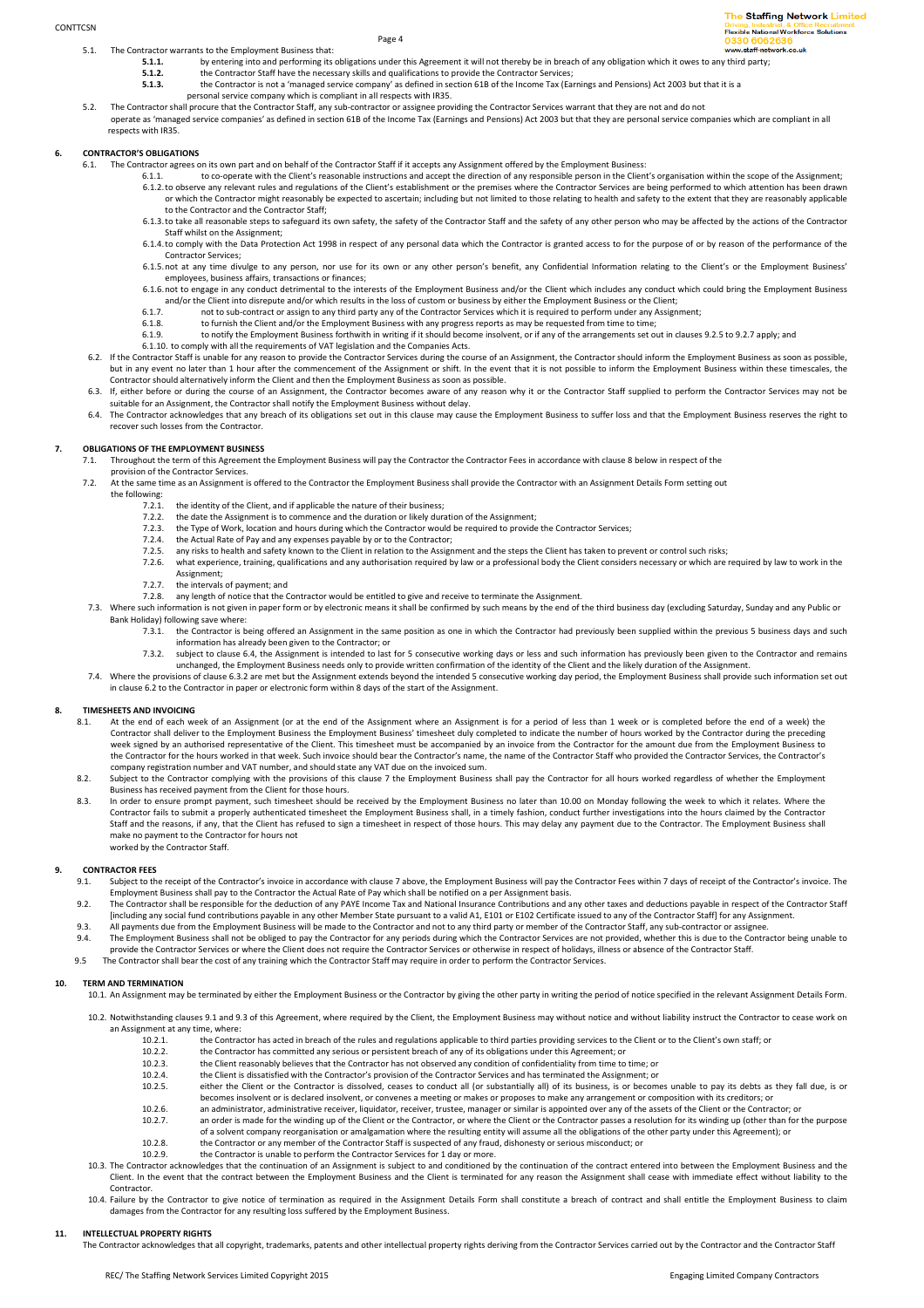5.1. The Contractor warrants to the Employment Business that:

**5.1.1.** by entering into and performing its obligations under this Agreement it will not thereby be in breach of any obligation which it owes to any third party;

**5.1.2.** the Contractor Staff have the necessary skills and qualifications to provide the Contractor Services;

**5.1.3.** the Contractor is not a 'managed service company' as defined in section 61B of the Income Tax (Earnings and Pensions) Act 2003 but that it is a personal service company which is compliant in all respects with IR35.

5.2. The Contractor shall procure that the Contractor Staff, any sub-contractor or assignee providing the Contractor Services warrant that they are not and do not operate as 'managed service companies' as defined in section 61B of the Income Tax (Earnings and Pensions) Act 2003 but that they are personal service companies which are compliant in all respects with IR35.

## 6. CONTRACTOR'S OBLIGATIONS

6.1. The Contractor agrees on its own part and on behalf of the Contractor Staff if it accepts any Assignment offered by the Employment Business:

6.1.1. to co-operate with the Client's reasonable instructions and accept the direction of any responsible person in the Client's organisation within the scope of the Assignment;

6.1.2. to observe any relevant rules and regulations of the Client's establishment or the premises where the Contractor Services are being performed to which attention has been drawn or which the Contractor might reasonably be expected to ascertain; including but not limited to those relating to health and safety to the extent that they are reasonably applicable to the Contractor and the Contractor Staff;

6.1.3. to take all reasonable steps to safeguard its own safety, the safety of the Contractor Staff and the safety of any other person who may be affected by the actions of the Contractor Staff whilst on the Assignment;

6.1.4. to comply with the Data Protection Act 1998 in respect of any personal data which the Contractor is granted access to for the purpose of or by reason of the performance of the Contractor Services;

6.1.5. not at any time divulge to any person, nor use for its own or any other person's benefit, any Confidential Information relating to the Client's or the Employment Business' employees, business affairs, transactions or finances;

6.1.6. not to engage in any conduct detrimental to the interests of the Employment Business and/or the Client which includes any conduct which could bring the Employment Business and/or the Client into disrepute and/or which results in the loss of custom or business by either the Employment Business or the Client;

6.1.7. not to sub-contract or assign to any third party any of the Contractor Services which it is required to perform under any Assignment;

6.1.8. to furnish the Client and/or the Employment Business with any progress reports as may be requested from time to time;

6.1.9. to notify the Employment Business forthwith in writing if it should become insolvent, or if any of the arrangements set out in clauses 9.2.5 to 9.2.7 apply; and

6.1.10. to comply with all the requirements of VAT legislation and the Companies Acts.

6.2. If the Contractor Staff is unable for any reason to provide the Contractor Services during the course of an Assignment, the Contractor should inform the Employment Business as soon as possible, but in any event no later than 1 hour after the commencement of the Assignment or shift. In the event that it is not possible to inform the Employment Business within these timescales, the Contractor should alternatively inform the Client and then the Employment Business as soon as possible.

6.3. If, either before or during the course of an Assignment, the Contractor becomes aware of any reason why it or the Contractor Staff supplied to perform the Contractor Services may not be suitable for an Assignment, the Contractor shall notify the Employment Business without delay.

6.4. The Contractor acknowledges that any breach of its obligations set out in this clause may cause the Employment Business to suffer loss and that the Employment Business reserves the right to recover such losses from the Contractor.

## 7. OBLIGATIONS OF THE EMPLOYMENT BUSINESS

7.1. Throughout the term of this Agreement the Employment Business will pay the Contractor the Contractor Fees in accordance with clause 8 below in respect of the provision of the Contractor Services.

7.2. At the same time as an Assignment is offered to the Contractor the Employment Business shall provide the Contractor with an Assignment Details Form setting out the following:

7.2.1. the identity of the Client, and if applicable the nature of their business;

7.2.2. the date the Assignment is to commence and the duration or likely duration of the Assignment;

7.2.3. the Type of Work, location and hours during which the Contractor would be required to provide the Contractor Services;

7.2.4. the Actual Rate of Pay and any expenses payable by or to the Contractor;

7.2.5. any risks to health and safety known to the Client in relation to the Assignment and the steps the Client has taken to prevent or control such risks;

7.2.6. what experience, training, qualifications and any authorisation required by law or a professional body the Client considers necessary or which are required by law to work in the Assignment;

7.2.7. the intervals of payment; and

7.2.8. any length of notice that the Contractor would be entitled to give and receive to terminate the Assignment.

7.3. Where such information is not given in paper form or by electronic means it shall be confirmed by such means by the end of the third business day (excluding Saturday, Sunday and any Public or Bank Holiday) following save where:

7.3.1. the Contractor is being offered an Assignment in the same position as one in which the Contractor had previously been supplied within the previous 5 business days and such information has already been given to the Contractor; or

7.3.2. subject to clause 6.4, the Assignment is intended to last for 5 consecutive working days or less and such information has previously been given to the Contractor and remains unchanged, the Employment Business needs only to provide written confirmation of the identity of the Client and the likely duration of the Assignment.

7.4. Where the provisions of clause 6.3.2 are met but the Assignment extends beyond the intended 5 consecutive working day period, the Employment Business shall provide such information set out in clause 6.2 to the Contractor in paper or electronic form within 8 days of the start of the Assignment.

## 8. TIMESHEETS AND INVOICING

8.1. At the end of each week of an Assignment (or at the end of the Assignment where an Assignment is for a period of less than 1 week or is completed before the end of a week) the Contractor shall deliver to the Employment Business the Employment Business' timesheet duly completed to indicate the number of hours worked by the Contractor during the preceding week signed by an authorised representative of the Client. This timesheet must be accompanied by an invoice from the Contractor for the amount due from the Employment Business to the Contractor for the hours worked in that week. Such invoice should bear the Contractor's name, the name of the Contractor Staff who provided the Contractor Services, the Contractor's company registration number and VAT number, and should state any VAT due on the invoiced sum.

8.2. Subject to the Contractor complying with the provisions of this clause 7 the Employment Business shall pay the Contractor for all hours worked regardless of whether the Employment Business has received payment from the Client for those hours.

8.3. In order to ensure prompt payment, such timesheet should be received by the Employment Business no later than 10.00 on Monday following the week to which it relates. Where the Contractor fails to submit a properly authenticated timesheet the Employment Business shall, in a timely fashion, conduct further investigations into the hours claimed by the Contractor Staff and the reasons, if any, that the Client has refused to sign a timesheet in respect of those hours. This may delay any payment due to the Contractor. The Employment Business shall make no payment to the Contractor for hours not worked by the Contractor Staff.

## 9. CONTRACTOR FEES

9.1. Subject to the receipt of the Contractor's invoice in accordance with clause 7 above, the Employment Business will pay the Contractor Fees within 7 days of receipt of the Contractor's invoice. The Employment Business shall pay to the Contractor the Actual Rate of Pay which shall be notified on a per Assignment basis.

9.2. The Contractor shall be responsible for the deduction of any PAYE Income Tax and National Insurance Contributions and any other taxes and deductions payable in respect of the Contractor Staff [including any social fund contributions payable in any other Member State pursuant to a valid A1, E101 or E102 Certificate issued to any of the Contractor Staff] for any Assignment.

9.3. All payments due from the Employment Business will be made to the Contractor and not to any third party or member of the Contractor Staff, any sub-contractor or assignee.

9.4. The Employment Business shall not be obliged to pay the Contractor for any periods during which the Contractor Services are not provided, whether this is due to the Contractor being unable to provide the Contractor Services or where the Client does not require the Contractor Services or otherwise in respect of holidays, illness or absence of the Contractor Staff.

9.5 The Contractor shall bear the cost of any training which the Contractor Staff may require in order to perform the Contractor Services.

## 10. TERM AND TERMINATION

10.1. An Assignment may be terminated by either the Employment Business or the Contractor by giving the other party in writing the period of notice specified in the relevant Assignment Details Form.

10.2. Notwithstanding clauses 9.1 and 9.3 of this Agreement, where required by the Client, the Employment Business may without notice and without liability instruct the Contractor to cease work on an Assignment at any time, where:

10.2.1. the Contractor has acted in breach of the rules and regulations applicable to third parties providing services to the Client or to the Client's own staff; or

10.2.2. the Contractor has committed any serious or persistent breach of any of its obligations under this Agreement; or

10.2.3. the Client reasonably believes that the Contractor has not observed any condition of confidentiality from time to time; or

10.2.4. the Client is dissatisfied with the Contractor's provision of the Contractor Services and has terminated the Assignment; or

10.2.5. either the Client or the Contractor is dissolved, ceases to conduct all (or substantially all) of its business, is or becomes unable to pay its debts as they fall due, is or becomes insolvent or is declared insolvent, or convenes a meeting or makes or proposes to make any arrangement or composition with its creditors; or

10.2.6. an administrator, administrative receiver, liquidator, receiver, trustee, manager or similar is appointed over any of the assets of the Client or the Contractor; or

10.2.7. an order is made for the winding up of the Client or the Contractor, or where the Client or the Contractor passes a resolution for its winding up (other than for the purpose of a solvent company reorganisation or amalgamation where the resulting entity will assume all the obligations of the other party under this Agreement); or

10.2.8. the Contractor or any member of the Contractor Staff is suspected of any fraud, dishonesty or serious misconduct; or

10.2.9. the Contractor is unable to perform the Contractor Services for 1 day or more.

10.3. The Contractor acknowledges that the continuation of an Assignment is subject to and conditioned by the continuation of the contract entered into between the Employment Business and the Client. In the event that the contract between the Employment Business and the Client is terminated for any reason the Assignment shall cease with immediate effect without liability to the Contractor.

10.4. Failure by the Contractor to give notice of termination as required in the Assignment Details Form shall constitute a breach of contract and shall entitle the Employment Business to claim damages from the Contractor for any resulting loss suffered by the Employment Business.

## 11. INTELLECTUAL PROPERTY RIGHTS

The Contractor acknowledges that all copyright, trademarks, patents and other intellectual property rights deriving from the Contractor Services carried out by the Contractor and the Contractor Staff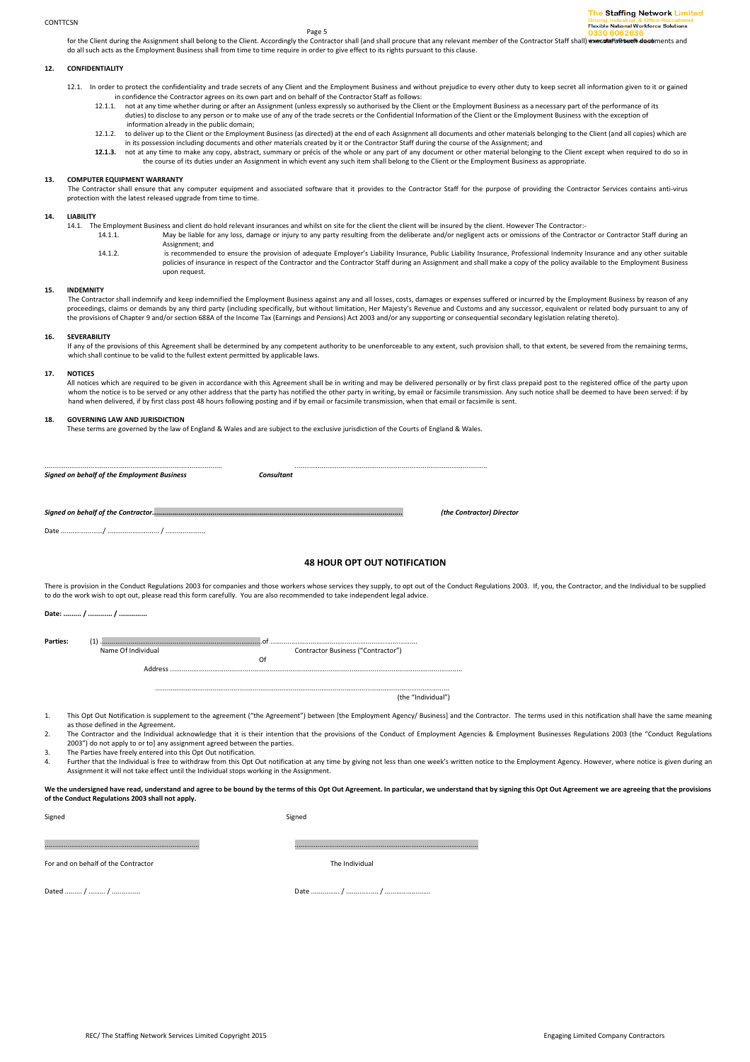for the Client during the Assignment shall belong to the Client. Accordingly the Contractor shall (and shall procure that any relevant member of the Contractor Staff shall) execute all such documents and do all such acts as the Employment Business shall from time to time require in order to give effect to its rights pursuant to this clause.

## 12. CONFIDENTIALITY

12.1. In order to protect the confidentiality and trade secrets of any Client and the Employment Business and without prejudice to every other duty to keep secret all information given to it or gained in confidence the Contractor agrees on its own part and on behalf of the Contractor Staff as follows:

12.1.1. not at any time whether during or after an Assignment (unless expressly so authorised by the Client or the Employment Business as a necessary part of the performance of its duties) to disclose to any person or to make use of any of the trade secrets or the Confidential Information of the Client or the Employment Business with the exception of information already in the public domain;

12.1.2. to deliver up to the Client or the Employment Business (as directed) at the end of each Assignment all documents and other materials belonging to the Client (and all copies) which are in its possession including documents and other materials created by it or the Contractor Staff during the course of the Assignment; and

**12.1.3.** not at any time to make any copy, abstract, summary or précis of the whole or any part of any document or other material belonging to the Client except when required to do so in the course of its duties under an Assignment in which event any such item shall belong to the Client or the Employment Business as appropriate.

## 13. COMPUTER EQUIPMENT WARRANTY

The Contractor shall ensure that any computer equipment and associated software that it provides to the Contractor Staff for the purpose of providing the Contractor Services contains anti-virus protection with the latest released upgrade from time to time.

## 14. LIABILITY

14.1. The Employment Business and client do hold relevant insurances and whilst on site for the client the client will be insured by the client. However The Contractor:-

14.1.1. May be liable for any loss, damage or injury to any party resulting from the deliberate and/or negligent acts or omissions of the Contractor or Contractor Staff during an Assignment; and

14.1.2. is recommended to ensure the provision of adequate Employer's Liability Insurance, Public Liability Insurance, Professional Indemnity Insurance and any other suitable policies of insurance in respect of the Contractor and the Contractor Staff during an Assignment and shall make a copy of the policy available to the Employment Business upon request.

## 15. INDEMNITY

The Contractor shall indemnify and keep indemnified the Employment Business against any and all losses, costs, damages or expenses suffered or incurred by the Employment Business by reason of any proceedings, claims or demands by any third party (including specifically, but without limitation, Her Majesty's Revenue and Customs and any successor, equivalent or related body pursuant to any of the provisions of Chapter 9 and/or section 688A of the Income Tax (Earnings and Pensions) Act 2003 and/or any supporting or consequential secondary legislation relating thereto).

## 16. SEVERABILITY

If any of the provisions of this Agreement shall be determined by any competent authority to be unenforceable to any extent, such provision shall, to that extent, be severed from the remaining terms, which shall continue to be valid to the fullest extent permitted by applicable laws.

## 17. NOTICES

All notices which are required to be given in accordance with this Agreement shall be in writing and may be delivered personally or by first class prepaid post to the registered office of the party upon whom the notice is to be served or any other address that the party has notified the other party in writing, by email or facsimile transmission. Any such notice shall be deemed to have been served: if by hand when delivered, if by first class post 48 hours following posting and if by email or facsimile transmission, when that email or facsimile is sent.

## 18. GOVERNING LAW AND JURISDICTION

These terms are governed by the law of England & Wales and are subject to the exclusive jurisdiction of the Courts of England & Wales.

..................................................................................................... ........................................................................................................

*Signed on behalf of the Employment Business* ***Consultant***

***Signed on behalf of the Contractor*.........................................................................................................................................** ***(the Contractor) Director***

Date ....................../ .......................... / ....................

## 48 HOUR OPT OUT NOTIFICATION

There is provision in the Conduct Regulations 2003 for companies and those workers whose services they supply, to opt out of the Conduct Regulations 2003. If, you, the Contractor, and the Individual to be supplied to do the work wish to opt out, please read this form carefully. You are also recommended to take independent legal advice.

**Date: ......... / ........... / .............**

**Parties:** (1) ................................................................................of ...........................................................................

Name Of Individual Contractor Business ("Contractor")

Of

Address ...............................................................................................................................................

...............................................................................................................................................

(the "Individual")

1. This Opt Out Notification is supplement to the agreement ("the Agreement") between [the Employment Agency/ Business] and the Contractor. The terms used in this notification shall have the same meaning as those defined in the Agreement.
2. The Contractor and the Individual acknowledge that it is their intention that the provisions of the Conduct of Employment Agencies & Employment Businesses Regulations 2003 (the "Conduct Regulations 2003") do not apply to or to] any assignment agreed between the parties.
3. The Parties have freely entered into this Opt Out notification.
4. Further that the Individual is free to withdraw from this Opt Out notification at any time by giving not less than one week's written notice to the Employment Agency. However, where notice is given during an Assignment it will not take effect until the Individual stops working in the Assignment.

**We the undersigned have read, understand and agree to be bound by the terms of this Opt Out Agreement. In particular, we understand that by signing this Opt Out Agreement we are agreeing that the provisions of the Conduct Regulations 2003 shall not apply.**

Signed Signed

............................................................................ ..........................................................................................

For and on behalf of the Contractor The Individual

Dated ......... / ......... / .............. Date .............. / ................ / .......................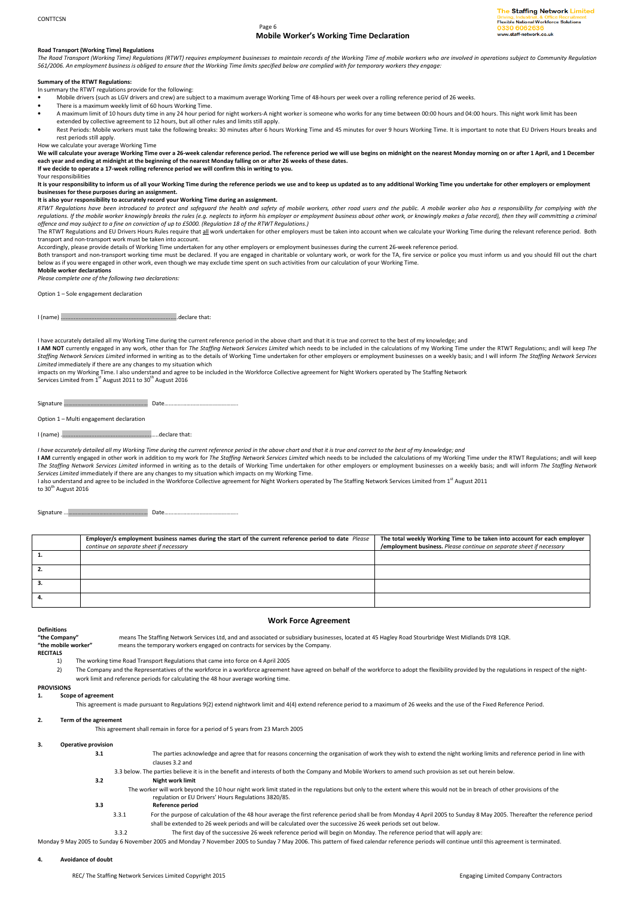## Mobile Worker's Working Time Declaration

**Road Transport (Working Time) Regulations**

*The Road Transport (Working Time) Regulations (RTWT) requires employment businesses to maintain records of the Working Time of mobile workers who are involved in operations subject to Community Regulation 561/2006. An employment business is obliged to ensure that the Working Time limits specified below are complied with for temporary workers they engage:*

**Summary of the RTWT Regulations:**

In summary the RTWT regulations provide for the following:

- Mobile drivers (such as LGV drivers and crew) are subject to a maximum average Working Time of 48-hours per week over a rolling reference period of 26 weeks.
- There is a maximum weekly limit of 60 hours Working Time.
- A maximum limit of 10 hours duty time in any 24 hour period for night workers-A night worker is someone who works for any time between 00:00 hours and 04:00 hours. This night work limit has been extended by collective agreement to 12 hours, but all other rules and limits still apply.
- Rest Periods: Mobile workers must take the following breaks: 30 minutes after 6 hours Working Time and 45 minutes for over 9 hours Working Time. It is important to note that EU Drivers Hours breaks and rest periods still apply.

How we calculate your average Working Time

**We will calculate your average Working Time over a 26-week calendar reference period. The reference period we will use begins on midnight on the nearest Monday morning on or after 1 April, and 1 December each year and ending at midnight at the beginning of the nearest Monday falling on or after 26 weeks of these dates.**

**If we decide to operate a 17-week rolling reference period we will confirm this in writing to you.**

Your responsibilities

**It is your responsibility to inform us of all your Working Time during the reference periods we use and to keep us updated as to any additional Working Time you undertake for other employers or employment businesses for these purposes during an assignment.**

**It is also your responsibility to accurately record your Working Time during an assignment.**

*RTWT Regulations have been introduced to protect and safeguard the health and safety of mobile workers, other road users and the public. A mobile worker also has a responsibility for complying with the regulations. If the mobile worker knowingly breaks the rules (e.g. neglects to inform his employer or employment business about other work, or knowingly makes a false record), then they will committing a criminal offence and may subject to a fine on conviction of up to £5000. (Regulation 18 of the RTWT Regulations.)*

The RTWT Regulations and EU Drivers Hours Rules require that all work undertaken for other employers must be taken into account when we calculate your Working Time during the relevant reference period. Both transport and non-transport work must be taken into account.

Accordingly, please provide details of Working Time undertaken for any other employers or employment businesses during the current 26-week reference period.

Both transport and non-transport working time must be declared. If you are engaged in charitable or voluntary work, or work for the TA, fire service or police you must inform us and you should fill out the chart below as if you were engaged in other work, even though we may exclude time spent on such activities from our calculation of your Working Time.

**Mobile worker declarations**

*Please complete one of the following two declarations:*

Option 1 – Sole engagement declaration

I (name) ..........................................................................declare that:

I have accurately detailed all my Working Time during the current reference period in the above chart and that it is true and correct to the best of my knowledge; and

**I AM NOT** currently engaged in any work, other than for *The Staffing Network Services Limited* which needs to be included in the calculations of my Working Time under the RTWT Regulations; andI will keep *The Staffing Network Services Limited* informed in writing as to the details of Working Time undertaken for other employers or employment businesses on a weekly basis; and I will inform *The Staffing Network Services Limited* immediately if there are any changes to my situation which impacts on my Working Time. I also understand and agree to be included in the Workforce Collective agreement for Night Workers operated by The Staffing Network Services Limited from 1st August 2011 to 30th August 2016

Signature ....................................................... Date.................................................

Option 1 – Multi engagement declaration

I (name) ...........................................................declare that:

*I have accurately detailed all my Working Time during the current reference period in the above chart and that it is true and correct to the best of my knowledge; and*

**I AM** currently engaged in other work in addition to my work for *The Staffing Network Services Limited* which needs to be included the calculations of my Working Time under the RTWT Regulations; andI will keep *The Staffing Network Services Limited* informed in writing as to the details of Working Time undertaken for other employers or employment businesses on a weekly basis; andI will inform *The Staffing Network Services Limited* immediately if there are any changes to my situation which impacts on my Working Time.

I also understand and agree to be included in the Workforce Collective agreement for Night Workers operated by The Staffing Network Services Limited from 1st August 2011 to 30th August 2016

Signature ....................................................... Date.................................................

| | **Employer/s employment business names during the start of the current reference period to date** *Please continue on separate sheet if necessary* | **The total weekly Working Time to be taken into account for each employer /employment business.** *Please continue on separate sheet if necessary* |
|---|---|---|
| **1.** | | |
| **2.** | | |
| **3.** | | |
| **4.** | | |

## Work Force Agreement

**Definitions**

**"the Company"** means The Staffing Network Services Ltd, and and associated or subsidiary businesses, located at 45 Hagley Road Stourbridge West Midlands DY8 1QR.

**"the mobile worker"** means the temporary workers engaged on contracts for services by the Company.

**RECITALS**

1) The working time Road Transport Regulations that came into force on 4 April 2005
2) The Company and the Representatives of the workforce in a workforce agreement have agreed on behalf of the workforce to adopt the flexibility provided by the regulations in respect of the night-work limit and reference periods for calculating the 48 hour average working time.

**PROVISIONS**

**1. Scope of agreement**

This agreement is made pursuant to Regulations 9(2) extend nightwork limit and 4(4) extend reference period to a maximum of 26 weeks and the use of the Fixed Reference Period.

**2. Term of the agreement**

This agreement shall remain in force for a period of 5 years from 23 March 2005

**3. Operative provision**

**3.1** The parties acknowledge and agree that for reasons concerning the organisation of work they wish to extend the night working limits and reference period in line with clauses 3.2 and 3.3 below. The parties believe it is in the benefit and interests of both the Company and Mobile Workers to amend such provision as set out herein below.

**3.2 Night work limit**

The worker will work beyond the 10 hour night work limit stated in the regulations but only to the extent where this would not be in breach of other provisions of the regulation or EU Drivers' Hours Regulations 3820/85.

**3.3 Reference period**

3.3.1 For the purpose of calculation of the 48 hour average the first reference period shall be from Monday 4 April 2005 to Sunday 8 May 2005. Thereafter the reference period shall be extended to 26 week periods and will be calculated over the successive 26 week periods set out below.

3.3.2 The first day of the successive 26 week reference period will begin on Monday. The reference period that will apply are:

Monday 9 May 2005 to Sunday 6 November 2005 and Monday 7 November 2005 to Sunday 7 May 2006. This pattern of fixed calendar reference periods will continue until this agreement is terminated.

**4. Avoidance of doubt**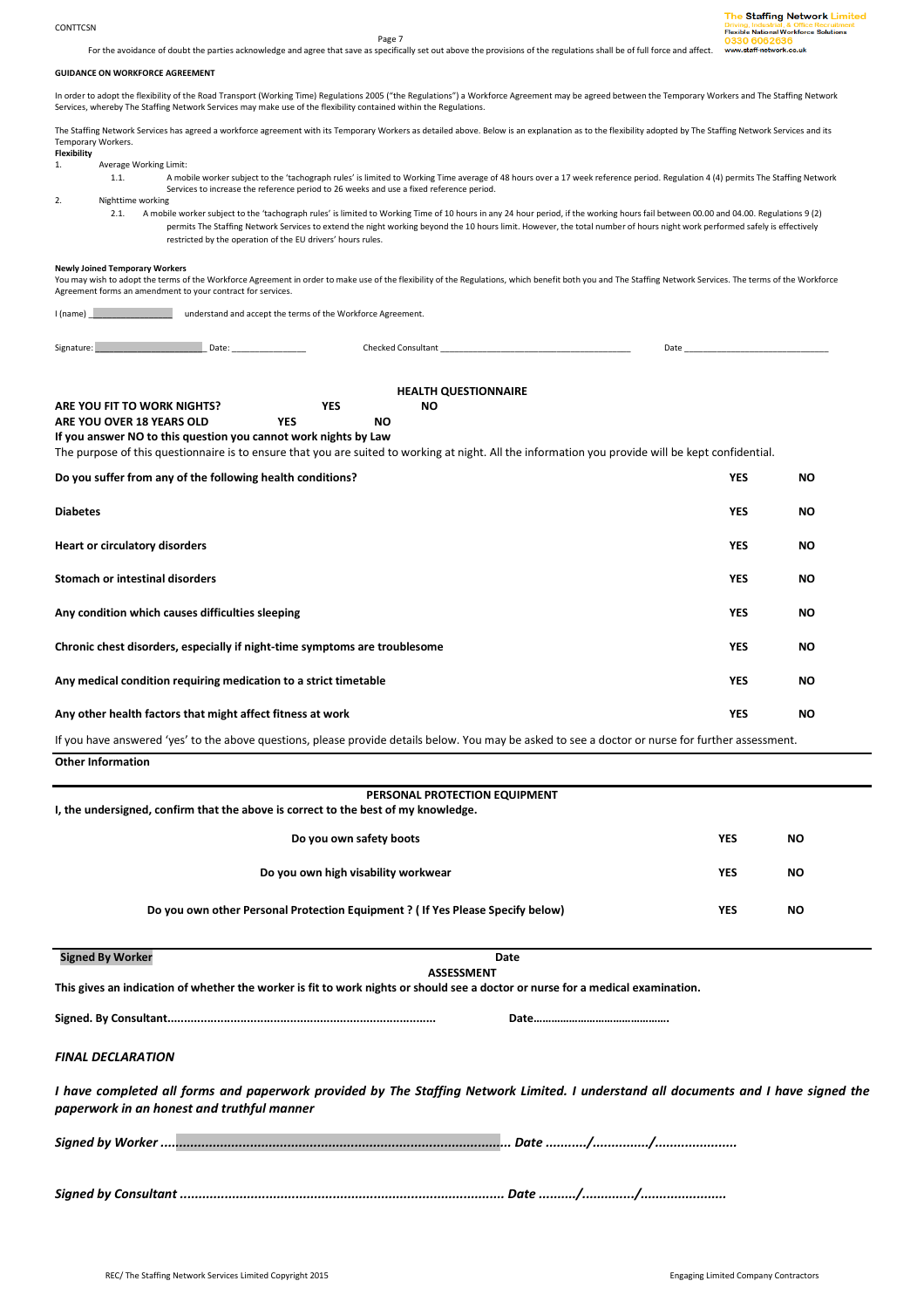For the avoidance of doubt the parties acknowledge and agree that save as specifically set out above the provisions of the regulations shall be of full force and affect.

**GUIDANCE ON WORKFORCE AGREEMENT**

In order to adopt the flexibility of the Road Transport (Working Time) Regulations 2005 ("the Regulations") a Workforce Agreement may be agreed between the Temporary Workers and The Staffing Network Services, whereby The Staffing Network Services may make use of the flexibility contained within the Regulations.

The Staffing Network Services has agreed a workforce agreement with its Temporary Workers as detailed above. Below is an explanation as to the flexibility adopted by The Staffing Network Services and its Temporary Workers.

**Flexibility**

1. Average Working Limit:
   1.1. A mobile worker subject to the 'tachograph rules' is limited to Working Time average of 48 hours over a 17 week reference period. Regulation 4 (4) permits The Staffing Network Services to increase the reference period to 26 weeks and use a fixed reference period.
2. Nighttime working
   2.1. A mobile worker subject to the 'tachograph rules' is limited to Working Time of 10 hours in any 24 hour period, if the working hours fail between 00.00 and 04.00. Regulations 9 (2) permits The Staffing Network Services to extend the night working beyond the 10 hours limit. However, the total number of hours night work performed safely is effectively restricted by the operation of the EU drivers' hours rules.

**Newly Joined Temporary Workers**

You may wish to adopt the terms of the Workforce Agreement in order to make use of the flexibility of the Regulations, which benefit both you and The Staffing Network Services. The terms of the Workforce Agreement forms an amendment to your contract for services.

I (name) _________________ understand and accept the terms of the Workforce Agreement.

Signature: _______________________ Date: _______________ Checked Consultant _______________________________________ Date ______________________________

## HEALTH QUESTIONNAIRE

**ARE YOU FIT TO WORK NIGHTS?** **YES** **NO**

**ARE YOU OVER 18 YEARS OLD** **YES** **NO**

**If you answer NO to this question you cannot work nights by Law**

The purpose of this questionnaire is to ensure that you are suited to working at night. All the information you provide will be kept confidential.

| **Do you suffer from any of the following health conditions?** | **YES** | **NO** |
|---|---|---|
| **Diabetes** | **YES** | **NO** |
| **Heart or circulatory disorders** | **YES** | **NO** |
| **Stomach or intestinal disorders** | **YES** | **NO** |
| **Any condition which causes difficulties sleeping** | **YES** | **NO** |
| **Chronic chest disorders, especially if night-time symptoms are troublesome** | **YES** | **NO** |
| **Any medical condition requiring medication to a strict timetable** | **YES** | **NO** |
| **Any other health factors that might affect fitness at work** | **YES** | **NO** |

If you have answered 'yes' to the above questions, please provide details below. You may be asked to see a doctor or nurse for further assessment.

**Other Information**

## PERSONAL PROTECTION EQUIPMENT

**I, the undersigned, confirm that the above is correct to the best of my knowledge.**

| | | |
|---|---|---|
| **Do you own safety boots** | **YES** | **NO** |
| **Do you own high visability workwear** | **YES** | **NO** |
| **Do you own other Personal Protection Equipment ? ( If Yes Please Specify below)** | **YES** | **NO** |

**Signed By Worker** **Date**

## ASSESSMENT

**This gives an indication of whether the worker is fit to work nights or should see a doctor or nurse for a medical examination.**

**Signed. By Consultant...............................................................................** **Date……………………………………….**

***FINAL DECLARATION***

***I have completed all forms and paperwork provided by The Staffing Network Limited. I understand all documents and I have signed the paperwork in an honest and truthful manner***

***Signed by Worker ........................................................................................... Date .........../.............../......................***

***Signed by Consultant ...................................................................................... Date ........../............../.......................***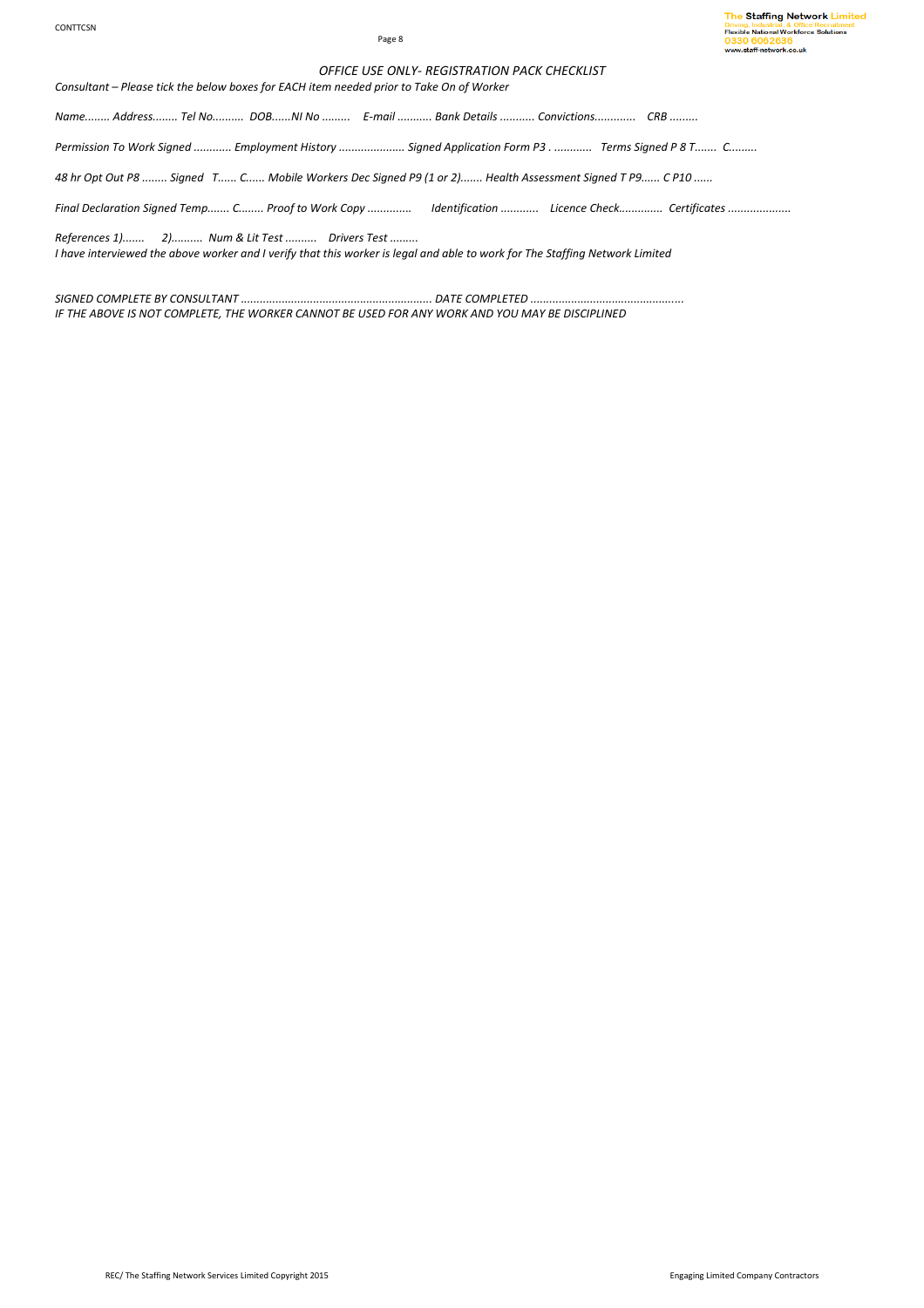*OFFICE USE ONLY- REGISTRATION PACK CHECKLIST*

*Consultant – Please tick the below boxes for EACH item needed prior to Take On of Worker*

*Name........ Address........ Tel No.......... DOB......NI No ......... E-mail ........... Bank Details ........... Convictions............. CRB .........*

*Permission To Work Signed ............ Employment History ..................... Signed Application Form P3 . ............ Terms Signed P 8 T....... C.........*

*48 hr Opt Out P8 ........ Signed T...... C...... Mobile Workers Dec Signed P9 (1 or 2)....... Health Assessment Signed T P9...... C P10 ......*

*Final Declaration Signed Temp....... C........ Proof to Work Copy ............. Identification ............ Licence Check............. Certificates ....................*

*References 1)....... 2).......... Num & Lit Test .......... Drivers Test .........*

*I have interviewed the above worker and I verify that this worker is legal and able to work for The Staffing Network Limited*

*SIGNED COMPLETE BY CONSULTANT ............................................................ DATE COMPLETED ................................................*

*IF THE ABOVE IS NOT COMPLETE, THE WORKER CANNOT BE USED FOR ANY WORK AND YOU MAY BE DISCIPLINED*